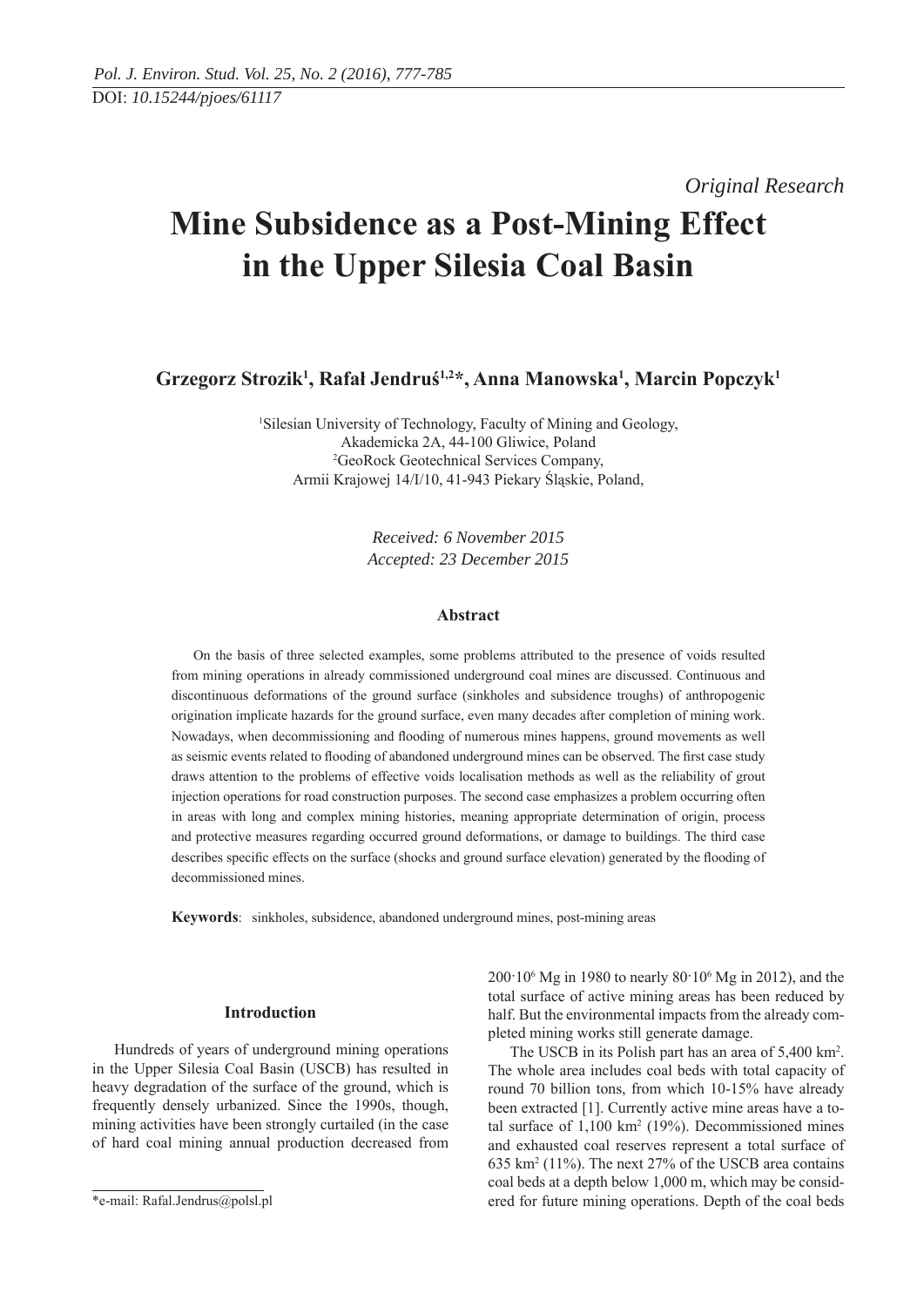DOI: *10.15244/pjoes/61117*

*Original Research*

# Mine Subsidence as a Post-Mining Effect in the Upper Silesia Coal Basin

**Grzegorz Strozik[1], Rafał Jendruś[1,2]*, Anna Manowska[1], Marcin Popczyk[1]**

[1]Silesian University of Technology, Faculty of Mining and Geology, Akademicka 2A, 44-100 Gliwice, Poland
[2]GeoRock Geotechnical Services Company, Armii Krajowej 14/I/10, 41-943 Piekary Śląskie, Poland,

*Received: 6 November 2015*
*Accepted: 23 December 2015*

## Abstract

On the basis of three selected examples, some problems attributed to the presence of voids resulted from mining operations in already commissioned underground coal mines are discussed. Continuous and discontinuous deformations of the ground surface (sinkholes and subsidence troughs) of anthropogenic origination implicate hazards for the ground surface, even many decades after completion of mining work. Nowadays, when decommissioning and flooding of numerous mines happens, ground movements as well as seismic events related to flooding of abandoned underground mines can be observed. The first case study draws attention to the problems of effective voids localisation methods as well as the reliability of grout injection operations for road construction purposes. The second case emphasizes a problem occurring often in areas with long and complex mining histories, meaning appropriate determination of origin, process and protective measures regarding occurred ground deformations, or damage to buildings. The third case describes specific effects on the surface (shocks and ground surface elevation) generated by the flooding of decommissioned mines.

**Keywords**: sinkholes, subsidence, abandoned underground mines, post-mining areas

## Introduction

Hundreds of years of underground mining operations in the Upper Silesia Coal Basin (USCB) has resulted in heavy degradation of the surface of the ground, which is frequently densely urbanized. Since the 1990s, though, mining activities have been strongly curtailed (in the case of hard coal mining annual production decreased from $200 \cdot 10^6$ Mg in 1980 to nearly $80 \cdot 10^6$ Mg in 2012), and the total surface of active mining areas has been reduced by half. But the environmental impacts from the already completed mining works still generate damage.

The USCB in its Polish part has an area of 5,400 km$^2$. The whole area includes coal beds with total capacity of round 70 billion tons, from which 10-15% have already been extracted [1]. Currently active mine areas have a total surface of 1,100 km$^2$ (19%). Decommissioned mines and exhausted coal reserves represent a total surface of 635 km$^2$ (11%). The next 27% of the USCB area contains coal beds at a depth below 1,000 m, which may be considered for future mining operations. Depth of the coal beds

*e-mail: Rafal.Jendrus@polsl.pl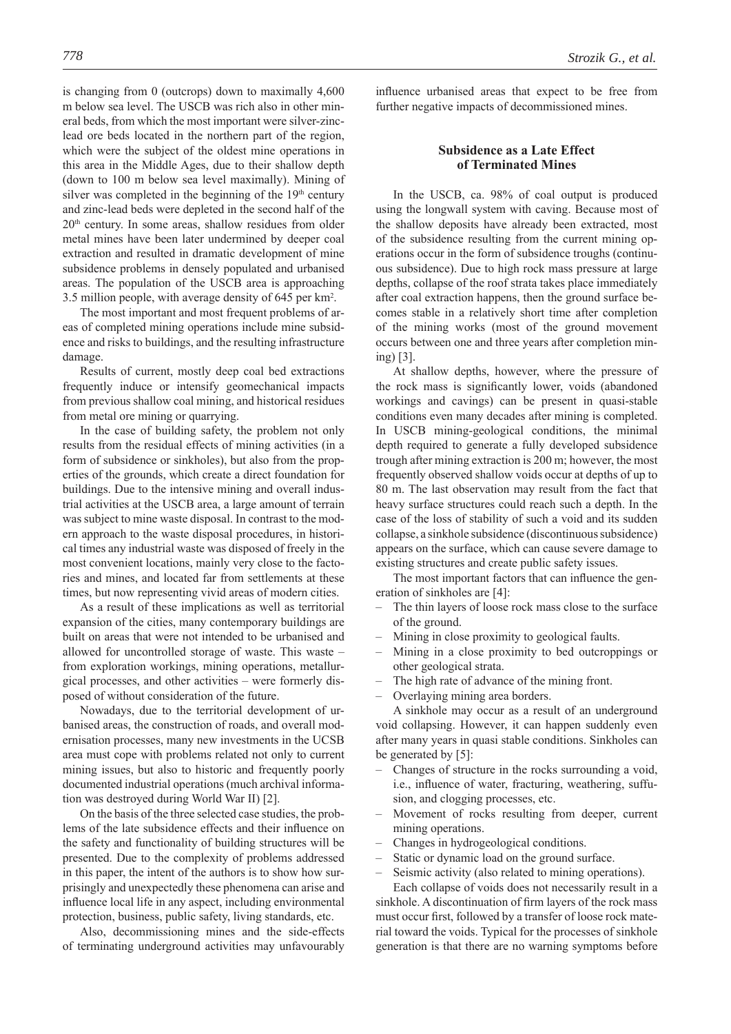is changing from 0 (outcrops) down to maximally 4,600 m below sea level. The USCB was rich also in other mineral beds, from which the most important were silver-zinc-lead ore beds located in the northern part of the region, which were the subject of the oldest mine operations in this area in the Middle Ages, due to their shallow depth (down to 100 m below sea level maximally). Mining of silver was completed in the beginning of the 19th century and zinc-lead beds were depleted in the second half of the 20th century. In some areas, shallow residues from older metal mines have been later undermined by deeper coal extraction and resulted in dramatic development of mine subsidence problems in densely populated and urbanised areas. The population of the USCB area is approaching 3.5 million people, with average density of 645 per km$^2$.

The most important and most frequent problems of areas of completed mining operations include mine subsidence and risks to buildings, and the resulting infrastructure damage.

Results of current, mostly deep coal bed extractions frequently induce or intensify geomechanical impacts from previous shallow coal mining, and historical residues from metal ore mining or quarrying.

In the case of building safety, the problem not only results from the residual effects of mining activities (in a form of subsidence or sinkholes), but also from the properties of the grounds, which create a direct foundation for buildings. Due to the intensive mining and overall industrial activities at the USCB area, a large amount of terrain was subject to mine waste disposal. In contrast to the modern approach to the waste disposal procedures, in historical times any industrial waste was disposed of freely in the most convenient locations, mainly very close to the factories and mines, and located far from settlements at these times, but now representing vivid areas of modern cities.

As a result of these implications as well as territorial expansion of the cities, many contemporary buildings are built on areas that were not intended to be urbanised and allowed for uncontrolled storage of waste. This waste – from exploration workings, mining operations, metallurgical processes, and other activities – were formerly disposed of without consideration of the future.

Nowadays, due to the territorial development of urbanised areas, the construction of roads, and overall modernisation processes, many new investments in the UCSB area must cope with problems related not only to current mining issues, but also to historic and frequently poorly documented industrial operations (much archival information was destroyed during World War II) [2].

On the basis of the three selected case studies, the problems of the late subsidence effects and their influence on the safety and functionality of building structures will be presented. Due to the complexity of problems addressed in this paper, the intent of the authors is to show how surprisingly and unexpectedly these phenomena can arise and influence local life in any aspect, including environmental protection, business, public safety, living standards, etc.

Also, decommissioning mines and the side-effects of terminating underground activities may unfavourably influence urbanised areas that expect to be free from further negative impacts of decommissioned mines.

## Subsidence as a Late Effect of Terminated Mines

In the USCB, ca. 98% of coal output is produced using the longwall system with caving. Because most of the shallow deposits have already been extracted, most of the subsidence resulting from the current mining operations occur in the form of subsidence troughs (continuous subsidence). Due to high rock mass pressure at large depths, collapse of the roof strata takes place immediately after coal extraction happens, then the ground surface becomes stable in a relatively short time after completion of the mining works (most of the ground movement occurs between one and three years after completion mining) [3].

At shallow depths, however, where the pressure of the rock mass is significantly lower, voids (abandoned workings and cavings) can be present in quasi-stable conditions even many decades after mining is completed. In USCB mining-geological conditions, the minimal depth required to generate a fully developed subsidence trough after mining extraction is 200 m; however, the most frequently observed shallow voids occur at depths of up to 80 m. The last observation may result from the fact that heavy surface structures could reach such a depth. In the case of the loss of stability of such a void and its sudden collapse, a sinkhole subsidence (discontinuous subsidence) appears on the surface, which can cause severe damage to existing structures and create public safety issues.

The most important factors that can influence the generation of sinkholes are [4]:

- The thin layers of loose rock mass close to the surface of the ground.
- Mining in close proximity to geological faults.
- Mining in a close proximity to bed outcroppings or other geological strata.
- The high rate of advance of the mining front.
- Overlaying mining area borders.

A sinkhole may occur as a result of an underground void collapsing. However, it can happen suddenly even after many years in quasi stable conditions. Sinkholes can be generated by [5]:

- Changes of structure in the rocks surrounding a void, i.e., influence of water, fracturing, weathering, suffusion, and clogging processes, etc.
- Movement of rocks resulting from deeper, current mining operations.
- Changes in hydrogeological conditions.
- Static or dynamic load on the ground surface.
- Seismic activity (also related to mining operations).

Each collapse of voids does not necessarily result in a sinkhole. A discontinuation of firm layers of the rock mass must occur first, followed by a transfer of loose rock material toward the voids. Typical for the processes of sinkhole generation is that there are no warning symptoms before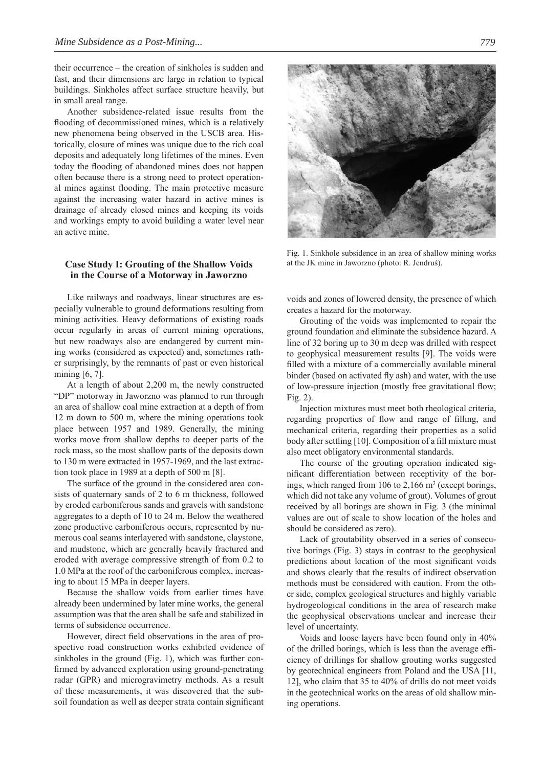their occurrence – the creation of sinkholes is sudden and fast, and their dimensions are large in relation to typical buildings. Sinkholes affect surface structure heavily, but in small areal range.

Another subsidence-related issue results from the flooding of decommissioned mines, which is a relatively new phenomena being observed in the USCB area. Historically, closure of mines was unique due to the rich coal deposits and adequately long lifetimes of the mines. Even today the flooding of abandoned mines does not happen often because there is a strong need to protect operational mines against flooding. The main protective measure against the increasing water hazard in active mines is drainage of already closed mines and keeping its voids and workings empty to avoid building a water level near an active mine.

## Case Study I: Grouting of the Shallow Voids in the Course of a Motorway in Jaworzno

Like railways and roadways, linear structures are especially vulnerable to ground deformations resulting from mining activities. Heavy deformations of existing roads occur regularly in areas of current mining operations, but new roadways also are endangered by current mining works (considered as expected) and, sometimes rather surprisingly, by the remnants of past or even historical mining [6, 7].

At a length of about 2,200 m, the newly constructed "DP" motorway in Jaworzno was planned to run through an area of shallow coal mine extraction at a depth of from 12 m down to 500 m, where the mining operations took place between 1957 and 1989. Generally, the mining works move from shallow depths to deeper parts of the rock mass, so the most shallow parts of the deposits down to 130 m were extracted in 1957-1969, and the last extraction took place in 1989 at a depth of 500 m [8].

The surface of the ground in the considered area consists of quaternary sands of 2 to 6 m thickness, followed by eroded carboniferous sands and gravels with sandstone aggregates to a depth of 10 to 24 m. Below the weathered zone productive carboniferous occurs, represented by numerous coal seams interlayered with sandstone, claystone, and mudstone, which are generally heavily fractured and eroded with average compressive strength of from 0.2 to 1.0 MPa at the roof of the carboniferous complex, increasing to about 15 MPa in deeper layers.

Because the shallow voids from earlier times have already been undermined by later mine works, the general assumption was that the area shall be safe and stabilized in terms of subsidence occurrence.

However, direct field observations in the area of prospective road construction works exhibited evidence of sinkholes in the ground (Fig. 1), which was further confirmed by advanced exploration using ground-penetrating radar (GPR) and microgravimetry methods. As a result of these measurements, it was discovered that the subsoil foundation as well as deeper strata contain significant voids and zones of lowered density, the presence of which creates a hazard for the motorway.

Fig. 1. Sinkhole subsidence in an area of shallow mining works at the JK mine in Jaworzno (photo: R. Jendruś).

Grouting of the voids was implemented to repair the ground foundation and eliminate the subsidence hazard. A line of 32 boring up to 30 m deep was drilled with respect to geophysical measurement results [9]. The voids were filled with a mixture of a commercially available mineral binder (based on activated fly ash) and water, with the use of low-pressure injection (mostly free gravitational flow; Fig. 2).

Injection mixtures must meet both rheological criteria, regarding properties of flow and range of filling, and mechanical criteria, regarding their properties as a solid body after settling [10]. Composition of a fill mixture must also meet obligatory environmental standards.

The course of the grouting operation indicated significant differentiation between receptivity of the borings, which ranged from 106 to 2,166 $m^3$ (except borings, which did not take any volume of grout). Volumes of grout received by all borings are shown in Fig. 3 (the minimal values are out of scale to show location of the holes and should be considered as zero).

Lack of groutability observed in a series of consecutive borings (Fig. 3) stays in contrast to the geophysical predictions about location of the most significant voids and shows clearly that the results of indirect observation methods must be considered with caution. From the other side, complex geological structures and highly variable hydrogeological conditions in the area of research make the geophysical observations unclear and increase their level of uncertainty.

Voids and loose layers have been found only in 40% of the drilled borings, which is less than the average efficiency of drillings for shallow grouting works suggested by geotechnical engineers from Poland and the USA [11, 12], who claim that 35 to 40% of drills do not meet voids in the geotechnical works on the areas of old shallow mining operations.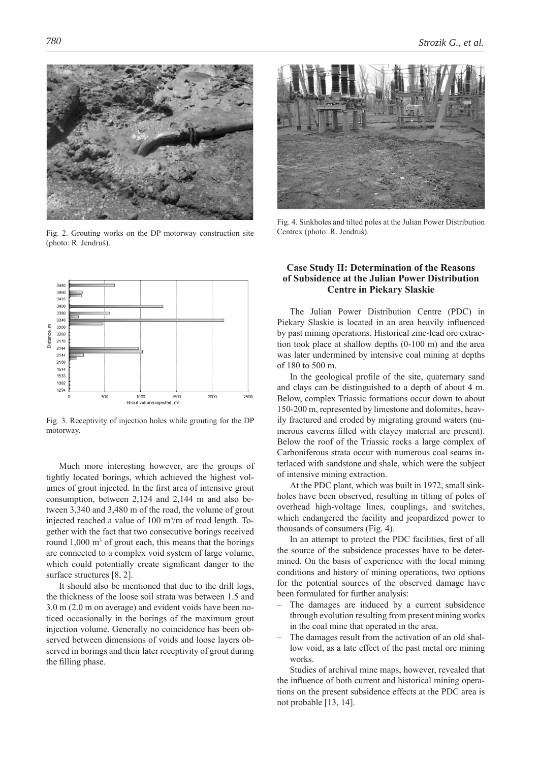Fig. 2. Grouting works on the DP motorway construction site (photo: R. Jendruś).

Fig. 3. Receptivity of injection holes while grouting for the DP motorway.

Much more interesting however, are the groups of tightly located borings, which achieved the highest volumes of grout injected. In the first area of intensive grout consumption, between 2,124 and 2,144 m and also between 3,340 and 3,480 m of the road, the volume of grout injected reached a value of 100 m$^3$/m of road length. Together with the fact that two consecutive borings received round 1,000 m$^3$ of grout each, this means that the borings are connected to a complex void system of large volume, which could potentially create significant danger to the surface structures [8, 2].

It should also be mentioned that due to the drill logs, the thickness of the loose soil strata was between 1.5 and 3.0 m (2.0 m on average) and evident voids have been noticed occasionally in the borings of the maximum grout injection volume. Generally no coincidence has been observed between dimensions of voids and loose layers observed in borings and their later receptivity of grout during the filling phase.

Fig. 4. Sinkholes and tilted poles at the Julian Power Distribution Centrex (photo: R. Jendruś).

## Case Study II: Determination of the Reasons of Subsidence at the Julian Power Distribution Centre in Piekary Slaskie

The Julian Power Distribution Centre (PDC) in Piekary Slaskie is located in an area heavily influenced by past mining operations. Historical zinc-lead ore extraction took place at shallow depths (0-100 m) and the area was later undermined by intensive coal mining at depths of 180 to 500 m.

In the geological profile of the site, quaternary sand and clays can be distinguished to a depth of about 4 m. Below, complex Triassic formations occur down to about 150-200 m, represented by limestone and dolomites, heavily fractured and eroded by migrating ground waters (numerous caverns filled with clayey material are present). Below the roof of the Triassic rocks a large complex of Carboniferous strata occur with numerous coal seams interlaced with sandstone and shale, which were the subject of intensive mining extraction.

At the PDC plant, which was built in 1972, small sinkholes have been observed, resulting in tilting of poles of overhead high-voltage lines, couplings, and switches, which endangered the facility and jeopardized power to thousands of consumers (Fig. 4).

In an attempt to protect the PDC facilities, first of all the source of the subsidence processes have to be determined. On the basis of experience with the local mining conditions and history of mining operations, two options for the potential sources of the observed damage have been formulated for further analysis:

- The damages are induced by a current subsidence through evolution resulting from present mining works in the coal mine that operated in the area.
- The damages result from the activation of an old shallow void, as a late effect of the past metal ore mining works.

Studies of archival mine maps, however, revealed that the influence of both current and historical mining operations on the present subsidence effects at the PDC area is not probable [13, 14].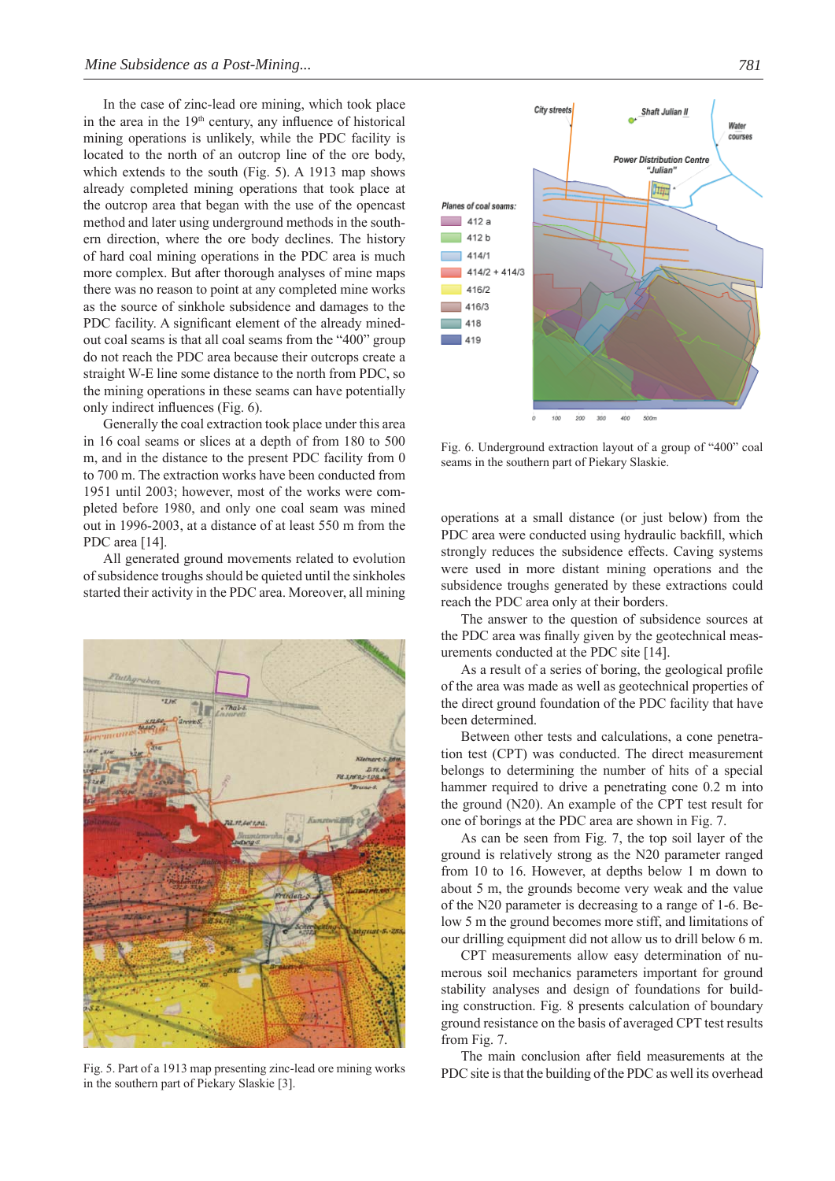In the case of zinc-lead ore mining, which took place in the area in the 19th century, any influence of historical mining operations is unlikely, while the PDC facility is located to the north of an outcrop line of the ore body, which extends to the south (Fig. 5). A 1913 map shows already completed mining operations that took place at the outcrop area that began with the use of the opencast method and later using underground methods in the southern direction, where the ore body declines. The history of hard coal mining operations in the PDC area is much more complex. But after thorough analyses of mine maps there was no reason to point at any completed mine works as the source of sinkhole subsidence and damages to the PDC facility. A significant element of the already mined-out coal seams is that all coal seams from the "400" group do not reach the PDC area because their outcrops create a straight W-E line some distance to the north from PDC, so the mining operations in these seams can have potentially only indirect influences (Fig. 6).

Generally the coal extraction took place under this area in 16 coal seams or slices at a depth of from 180 to 500 m, and in the distance to the present PDC facility from 0 to 700 m. The extraction works have been conducted from 1951 until 2003; however, most of the works were completed before 1980, and only one coal seam was mined out in 1996-2003, at a distance of at least 550 m from the PDC area [14].

All generated ground movements related to evolution of subsidence troughs should be quieted until the sinkholes started their activity in the PDC area. Moreover, all mining

Fig. 5. Part of a 1913 map presenting zinc-lead ore mining works in the southern part of Piekary Slaskie [3].

Fig. 6. Underground extraction layout of a group of "400" coal seams in the southern part of Piekary Slaskie.

operations at a small distance (or just below) from the PDC area were conducted using hydraulic backfill, which strongly reduces the subsidence effects. Caving systems were used in more distant mining operations and the subsidence troughs generated by these extractions could reach the PDC area only at their borders.

The answer to the question of subsidence sources at the PDC area was finally given by the geotechnical measurements conducted at the PDC site [14].

As a result of a series of boring, the geological profile of the area was made as well as geotechnical properties of the direct ground foundation of the PDC facility that have been determined.

Between other tests and calculations, a cone penetration test (CPT) was conducted. The direct measurement belongs to determining the number of hits of a special hammer required to drive a penetrating cone 0.2 m into the ground (N20). An example of the CPT test result for one of borings at the PDC area are shown in Fig. 7.

As can be seen from Fig. 7, the top soil layer of the ground is relatively strong as the N20 parameter ranged from 10 to 16. However, at depths below 1 m down to about 5 m, the grounds become very weak and the value of the N20 parameter is decreasing to a range of 1-6. Below 5 m the ground becomes more stiff, and limitations of our drilling equipment did not allow us to drill below 6 m.

CPT measurements allow easy determination of numerous soil mechanics parameters important for ground stability analyses and design of foundations for building construction. Fig. 8 presents calculation of boundary ground resistance on the basis of averaged CPT test results from Fig. 7.

The main conclusion after field measurements at the PDC site is that the building of the PDC as well its overhead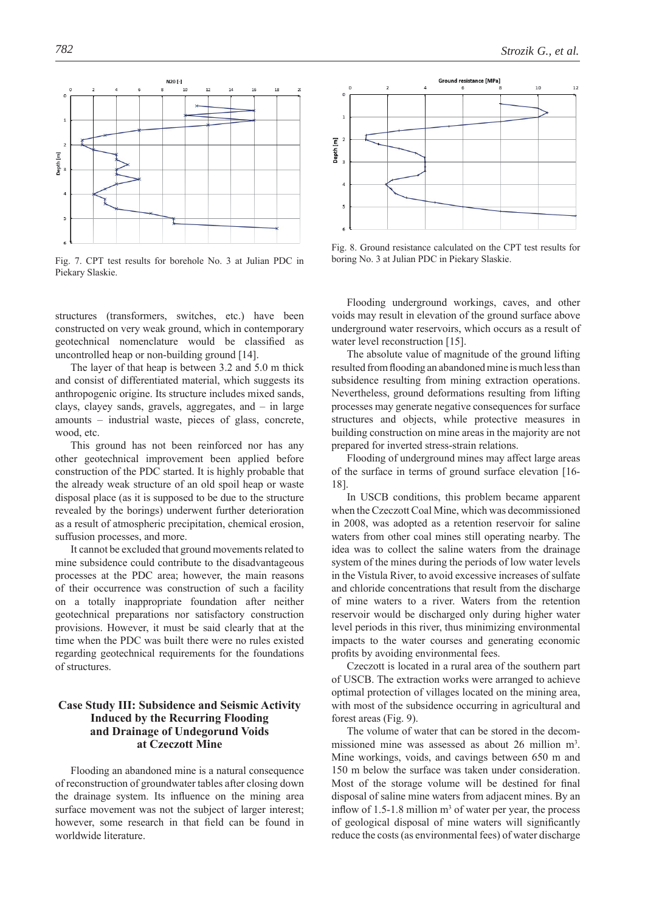Fig. 7. CPT test results for borehole No. 3 at Julian PDC in Piekary Slaskie.

Fig. 8. Ground resistance calculated on the CPT test results for boring No. 3 at Julian PDC in Piekary Slaskie.

structures (transformers, switches, etc.) have been constructed on very weak ground, which in contemporary geotechnical nomenclature would be classified as uncontrolled heap or non-building ground [14].

The layer of that heap is between 3.2 and 5.0 m thick and consist of differentiated material, which suggests its anthropogenic origine. Its structure includes mixed sands, clays, clayey sands, gravels, aggregates, and – in large amounts – industrial waste, pieces of glass, concrete, wood, etc.

This ground has not been reinforced nor has any other geotechnical improvement been applied before construction of the PDC started. It is highly probable that the already weak structure of an old spoil heap or waste disposal place (as it is supposed to be due to the structure revealed by the borings) underwent further deterioration as a result of atmospheric precipitation, chemical erosion, suffusion processes, and more.

It cannot be excluded that ground movements related to mine subsidence could contribute to the disadvantageous processes at the PDC area; however, the main reasons of their occurrence was construction of such a facility on a totally inappropriate foundation after neither geotechnical preparations nor satisfactory construction provisions. However, it must be said clearly that at the time when the PDC was built there were no rules existed regarding geotechnical requirements for the foundations of structures.

## Case Study III: Subsidence and Seismic Activity Induced by the Recurring Flooding and Drainage of Undegorund Voids at Czeczott Mine

Flooding an abandoned mine is a natural consequence of reconstruction of groundwater tables after closing down the drainage system. Its influence on the mining area surface movement was not the subject of larger interest; however, some research in that field can be found in worldwide literature.

Flooding underground workings, caves, and other voids may result in elevation of the ground surface above underground water reservoirs, which occurs as a result of water level reconstruction [15].

The absolute value of magnitude of the ground lifting resulted from flooding an abandoned mine is much less than subsidence resulting from mining extraction operations. Nevertheless, ground deformations resulting from lifting processes may generate negative consequences for surface structures and objects, while protective measures in building construction on mine areas in the majority are not prepared for inverted stress-strain relations.

Flooding of underground mines may affect large areas of the surface in terms of ground surface elevation [16-18].

In USCB conditions, this problem became apparent when the Czeczott Coal Mine, which was decommissioned in 2008, was adopted as a retention reservoir for saline waters from other coal mines still operating nearby. The idea was to collect the saline waters from the drainage system of the mines during the periods of low water levels in the Vistula River, to avoid excessive increases of sulfate and chloride concentrations that result from the discharge of mine waters to a river. Waters from the retention reservoir would be discharged only during higher water level periods in this river, thus minimizing environmental impacts to the water courses and generating economic profits by avoiding environmental fees.

Czeczott is located in a rural area of the southern part of USCB. The extraction works were arranged to achieve optimal protection of villages located on the mining area, with most of the subsidence occurring in agricultural and forest areas (Fig. 9).

The volume of water that can be stored in the decommissioned mine was assessed as about 26 million m$^3$. Mine workings, voids, and cavings between 650 m and 150 m below the surface was taken under consideration. Most of the storage volume will be destined for final disposal of saline mine waters from adjacent mines. By an inflow of 1.5-1.8 million m$^3$ of water per year, the process of geological disposal of mine waters will significantly reduce the costs (as environmental fees) of water discharge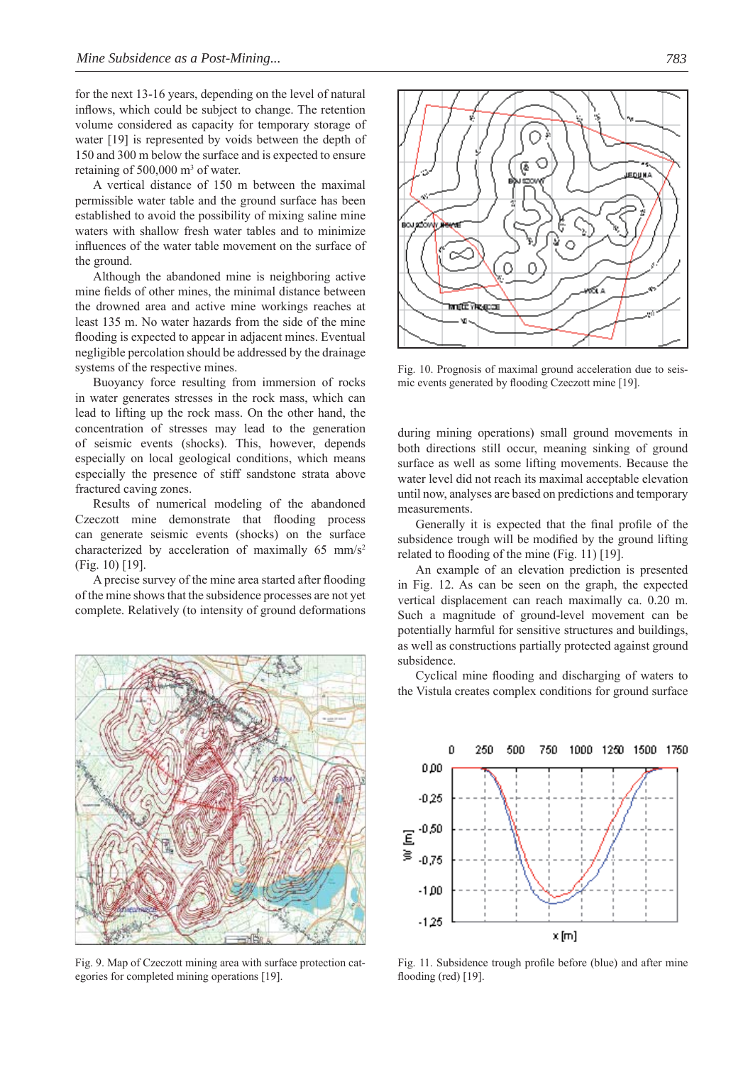for the next 13-16 years, depending on the level of natural inflows, which could be subject to change. The retention volume considered as capacity for temporary storage of water [19] is represented by voids between the depth of 150 and 300 m below the surface and is expected to ensure retaining of 500,000 m$^3$ of water.

A vertical distance of 150 m between the maximal permissible water table and the ground surface has been established to avoid the possibility of mixing saline mine waters with shallow fresh water tables and to minimize influences of the water table movement on the surface of the ground.

Although the abandoned mine is neighboring active mine fields of other mines, the minimal distance between the drowned area and active mine workings reaches at least 135 m. No water hazards from the side of the mine flooding is expected to appear in adjacent mines. Eventual negligible percolation should be addressed by the drainage systems of the respective mines.

Buoyancy force resulting from immersion of rocks in water generates stresses in the rock mass, which can lead to lifting up the rock mass. On the other hand, the concentration of stresses may lead to the generation of seismic events (shocks). This, however, depends especially on local geological conditions, which means especially the presence of stiff sandstone strata above fractured caving zones.

Results of numerical modeling of the abandoned Czeczott mine demonstrate that flooding process can generate seismic events (shocks) on the surface characterized by acceleration of maximally 65 mm/s$^2$ (Fig. 10) [19].

A precise survey of the mine area started after flooding of the mine shows that the subsidence processes are not yet complete. Relatively (to intensity of ground deformations during mining operations) small ground movements in both directions still occur, meaning sinking of ground surface as well as some lifting movements. Because the water level did not reach its maximal acceptable elevation until now, analyses are based on predictions and temporary measurements.

Generally it is expected that the final profile of the subsidence trough will be modified by the ground lifting related to flooding of the mine (Fig. 11) [19].

An example of an elevation prediction is presented in Fig. 12. As can be seen on the graph, the expected vertical displacement can reach maximally ca. 0.20 m. Such a magnitude of ground-level movement can be potentially harmful for sensitive structures and buildings, as well as constructions partially protected against ground subsidence.

Cyclical mine flooding and discharging of waters to the Vistula creates complex conditions for ground surface

Fig. 10. Prognosis of maximal ground acceleration due to seismic events generated by flooding Czeczott mine [19].

Fig. 9. Map of Czeczott mining area with surface protection categories for completed mining operations [19].

Fig. 11. Subsidence trough profile before (blue) and after mine flooding (red) [19].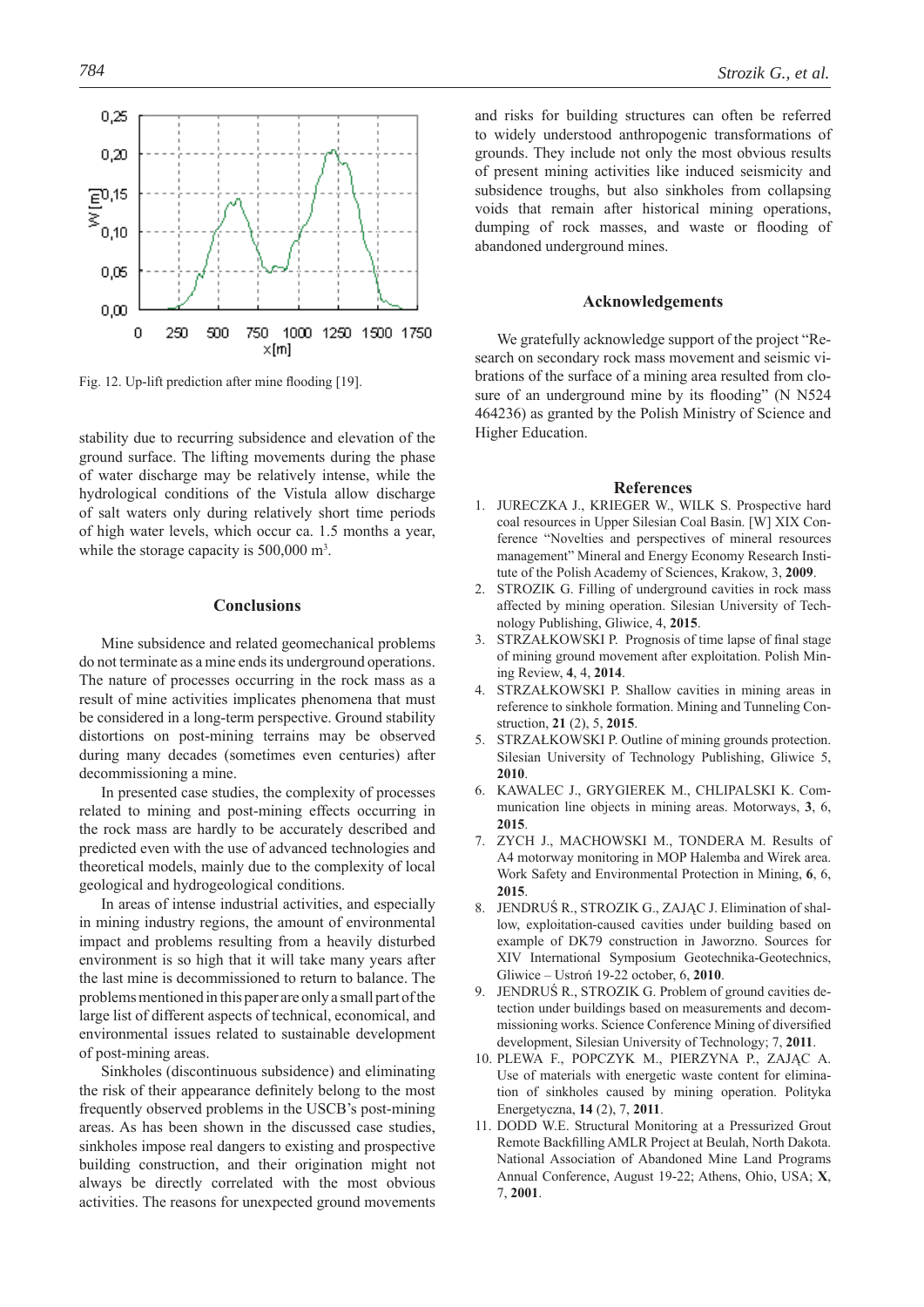Fig. 12. Up-lift prediction after mine flooding [19].

stability due to recurring subsidence and elevation of the ground surface. The lifting movements during the phase of water discharge may be relatively intense, while the hydrological conditions of the Vistula allow discharge of salt waters only during relatively short time periods of high water levels, which occur ca. 1.5 months a year, while the storage capacity is 500,000 m$^3$.

## Conclusions

Mine subsidence and related geomechanical problems do not terminate as a mine ends its underground operations. The nature of processes occurring in the rock mass as a result of mine activities implicates phenomena that must be considered in a long-term perspective. Ground stability distortions on post-mining terrains may be observed during many decades (sometimes even centuries) after decommissioning a mine.

In presented case studies, the complexity of processes related to mining and post-mining effects occurring in the rock mass are hardly to be accurately described and predicted even with the use of advanced technologies and theoretical models, mainly due to the complexity of local geological and hydrogeological conditions.

In areas of intense industrial activities, and especially in mining industry regions, the amount of environmental impact and problems resulting from a heavily disturbed environment is so high that it will take many years after the last mine is decommissioned to return to balance. The problems mentioned in this paper are only a small part of the large list of different aspects of technical, economical, and environmental issues related to sustainable development of post-mining areas.

Sinkholes (discontinuous subsidence) and eliminating the risk of their appearance definitely belong to the most frequently observed problems in the USCB's post-mining areas. As has been shown in the discussed case studies, sinkholes impose real dangers to existing and prospective building construction, and their origination might not always be directly correlated with the most obvious activities. The reasons for unexpected ground movements and risks for building structures can often be referred to widely understood anthropogenic transformations of grounds. They include not only the most obvious results of present mining activities like induced seismicity and subsidence troughs, but also sinkholes from collapsing voids that remain after historical mining operations, dumping of rock masses, and waste or flooding of abandoned underground mines.

## Acknowledgements

We gratefully acknowledge support of the project "Research on secondary rock mass movement and seismic vibrations of the surface of a mining area resulted from closure of an underground mine by its flooding" (N N524 464236) as granted by the Polish Ministry of Science and Higher Education.

## References

1. JURECZKA J., KRIEGER W., WILK S. Prospective hard coal resources in Upper Silesian Coal Basin. [W] XIX Conference "Novelties and perspectives of mineral resources management" Mineral and Energy Economy Research Institute of the Polish Academy of Sciences, Krakow, 3, **2009**.
2. STROZIK G. Filling of underground cavities in rock mass affected by mining operation. Silesian University of Technology Publishing, Gliwice, 4, **2015**.
3. STRZAŁKOWSKI P. Prognosis of time lapse of final stage of mining ground movement after exploitation. Polish Mining Review, **4**, 4, **2014**.
4. STRZAŁKOWSKI P. Shallow cavities in mining areas in reference to sinkhole formation. Mining and Tunneling Construction, **21** (2), 5, **2015**.
5. STRZAŁKOWSKI P. Outline of mining grounds protection. Silesian University of Technology Publishing, Gliwice 5, **2010**.
6. KAWALEC J., GRYGIEREK M., CHLIPALSKI K. Communication line objects in mining areas. Motorways, **3**, 6, **2015**.
7. ZYCH J., MACHOWSKI M., TONDERA M. Results of A4 motorway monitoring in MOP Halemba and Wirek area. Work Safety and Environmental Protection in Mining, **6**, 6, **2015**.
8. JENDRUŚ R., STROZIK G., ZAJĄC J. Elimination of shallow, exploitation-caused cavities under building based on example of DK79 construction in Jaworzno. Sources for XIV International Symposium Geotechnika-Geotechnics, Gliwice – Ustroń 19-22 october, 6, **2010**.
9. JENDRUŚ R., STROZIK G. Problem of ground cavities detection under buildings based on measurements and decommissioning works. Science Conference Mining of diversified development, Silesian University of Technology; 7, **2011**.
10. PLEWA F., POPCZYK M., PIERZYNA P., ZAJĄC A. Use of materials with energetic waste content for elimination of sinkholes caused by mining operation. Polityka Energetyczna, **14** (2), 7, **2011**.
11. DODD W.E. Structural Monitoring at a Pressurized Grout Remote Backfilling AMLR Project at Beulah, North Dakota. National Association of Abandoned Mine Land Programs Annual Conference, August 19-22; Athens, Ohio, USA; **X**, 7, **2001**.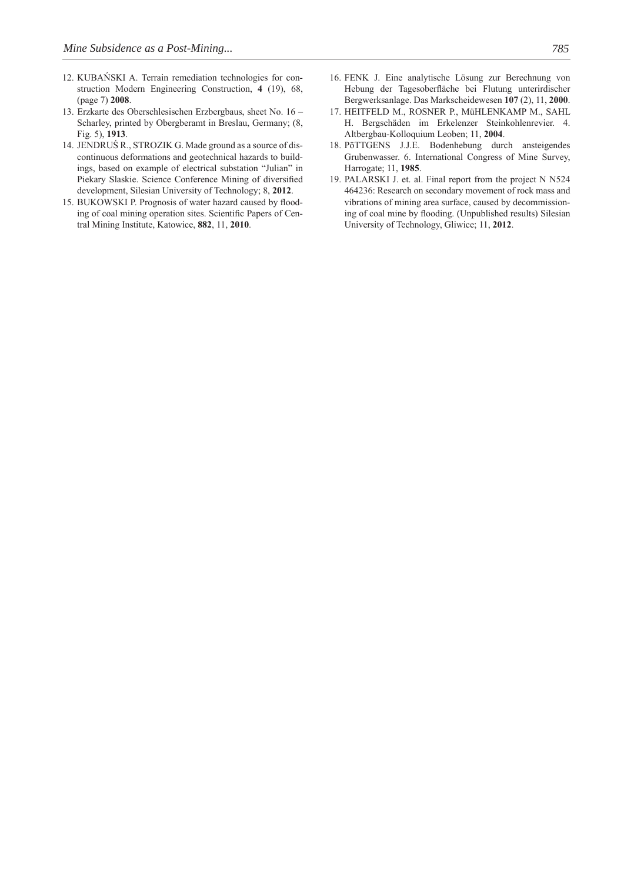12. KUBAŃSKI A. Terrain remediation technologies for construction Modern Engineering Construction, **4** (19), 68, (page 7) **2008**.
13. Erzkarte des Oberschlesischen Erzbergbaus, sheet No. 16 – Scharley, printed by Obergberamt in Breslau, Germany; (8, Fig. 5), **1913**.
14. JENDRUŚ R., STROZIK G. Made ground as a source of discontinuous deformations and geotechnical hazards to buildings, based on example of electrical substation "Julian" in Piekary Slaskie. Science Conference Mining of diversified development, Silesian University of Technology; 8, **2012**.
15. BUKOWSKI P. Prognosis of water hazard caused by flooding of coal mining operation sites. Scientific Papers of Central Mining Institute, Katowice, **882**, 11, **2010**.
16. FENK J. Eine analytische Lösung zur Berechnung von Hebung der Tagesoberfläche bei Flutung unterirdischer Bergwerksanlage. Das Markscheidewesen **107** (2), 11, **2000**.
17. HEITFELD M., ROSNER P., MüHLENKAMP M., SAHL H. Bergschäden im Erkelenzer Steinkohlenrevier. 4. Altbergbau-Kolloquium Leoben; 11, **2004**.
18. PöTTGENS J.J.E. Bodenhebung durch ansteigendes Grubenwasser. 6. International Congress of Mine Survey, Harrogate; 11, **1985**.
19. PALARSKI J. et. al. Final report from the project N N524 464236: Research on secondary movement of rock mass and vibrations of mining area surface, caused by decommissioning of coal mine by flooding. (Unpublished results) Silesian University of Technology, Gliwice; 11, **2012**.